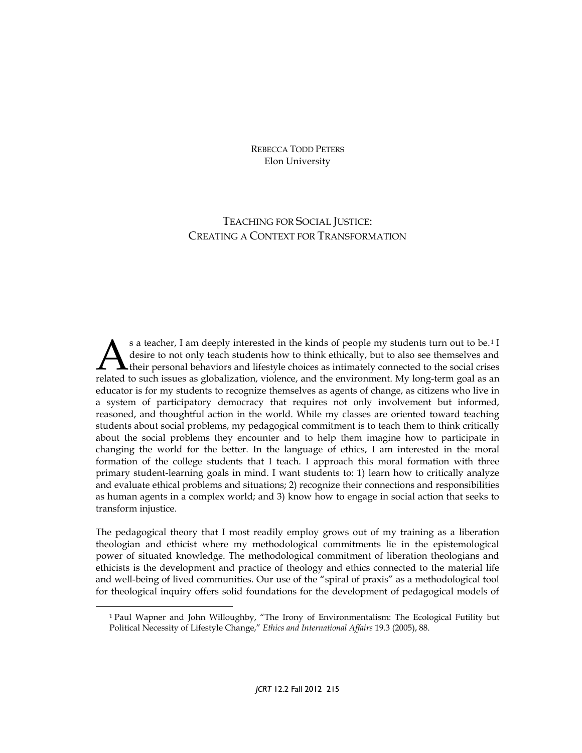REBECCA TODD PETERS
Elon University

# TEACHING FOR SOCIAL JUSTICE: CREATING A CONTEXT FOR TRANSFORMATION

As a teacher, I am deeply interested in the kinds of people my students turn out to be.[1] I desire to not only teach students how to think ethically, but to also see themselves and their personal behaviors and lifestyle choices as intimately connected to the social crises related to such issues as globalization, violence, and the environment. My long-term goal as an educator is for my students to recognize themselves as agents of change, as citizens who live in a system of participatory democracy that requires not only involvement but informed, reasoned, and thoughtful action in the world. While my classes are oriented toward teaching students about social problems, my pedagogical commitment is to teach them to think critically about the social problems they encounter and to help them imagine how to participate in changing the world for the better. In the language of ethics, I am interested in the moral formation of the college students that I teach. I approach this moral formation with three primary student-learning goals in mind. I want students to: 1) learn how to critically analyze and evaluate ethical problems and situations; 2) recognize their connections and responsibilities as human agents in a complex world; and 3) know how to engage in social action that seeks to transform injustice.

The pedagogical theory that I most readily employ grows out of my training as a liberation theologian and ethicist where my methodological commitments lie in the epistemological power of situated knowledge. The methodological commitment of liberation theologians and ethicists is the development and practice of theology and ethics connected to the material life and well-being of lived communities. Our use of the "spiral of praxis" as a methodological tool for theological inquiry offers solid foundations for the development of pedagogical models of

[1] Paul Wapner and John Willoughby, "The Irony of Environmentalism: The Ecological Futility but Political Necessity of Lifestyle Change," *Ethics and International Affairs* 19.3 (2005), 88.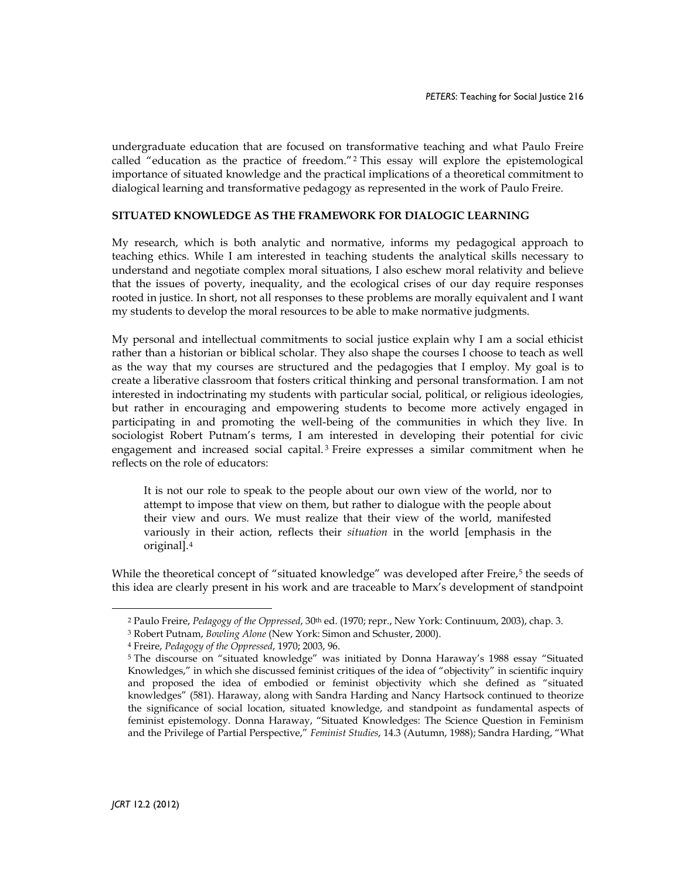undergraduate education that are focused on transformative teaching and what Paulo Freire called "education as the practice of freedom."[2] This essay will explore the epistemological importance of situated knowledge and the practical implications of a theoretical commitment to dialogical learning and transformative pedagogy as represented in the work of Paulo Freire.

## SITUATED KNOWLEDGE AS THE FRAMEWORK FOR DIALOGIC LEARNING

My research, which is both analytic and normative, informs my pedagogical approach to teaching ethics. While I am interested in teaching students the analytical skills necessary to understand and negotiate complex moral situations, I also eschew moral relativity and believe that the issues of poverty, inequality, and the ecological crises of our day require responses rooted in justice. In short, not all responses to these problems are morally equivalent and I want my students to develop the moral resources to be able to make normative judgments.

My personal and intellectual commitments to social justice explain why I am a social ethicist rather than a historian or biblical scholar. They also shape the courses I choose to teach as well as the way that my courses are structured and the pedagogies that I employ. My goal is to create a liberative classroom that fosters critical thinking and personal transformation. I am not interested in indoctrinating my students with particular social, political, or religious ideologies, but rather in encouraging and empowering students to become more actively engaged in participating in and promoting the well-being of the communities in which they live. In sociologist Robert Putnam's terms, I am interested in developing their potential for civic engagement and increased social capital.[3] Freire expresses a similar commitment when he reflects on the role of educators:

> It is not our role to speak to the people about our own view of the world, nor to attempt to impose that view on them, but rather to dialogue with the people about their view and ours. We must realize that their view of the world, manifested variously in their action, reflects their *situation* in the world [emphasis in the original].[4]

While the theoretical concept of "situated knowledge" was developed after Freire,[5] the seeds of this idea are clearly present in his work and are traceable to Marx's development of standpoint

---

[2] Paulo Freire, *Pedagogy of the Oppressed*, 30th ed. (1970; repr., New York: Continuum, 2003), chap. 3.

[3] Robert Putnam, *Bowling Alone* (New York: Simon and Schuster, 2000).

[4] Freire, *Pedagogy of the Oppressed*, 1970; 2003, 96.

[5] The discourse on "situated knowledge" was initiated by Donna Haraway's 1988 essay "Situated Knowledges," in which she discussed feminist critiques of the idea of "objectivity" in scientific inquiry and proposed the idea of embodied or feminist objectivity which she defined as "situated knowledges" (581). Haraway, along with Sandra Harding and Nancy Hartsock continued to theorize the significance of social location, situated knowledge, and standpoint as fundamental aspects of feminist epistemology. Donna Haraway, "Situated Knowledges: The Science Question in Feminism and the Privilege of Partial Perspective," *Feminist Studies*, 14.3 (Autumn, 1988); Sandra Harding, "What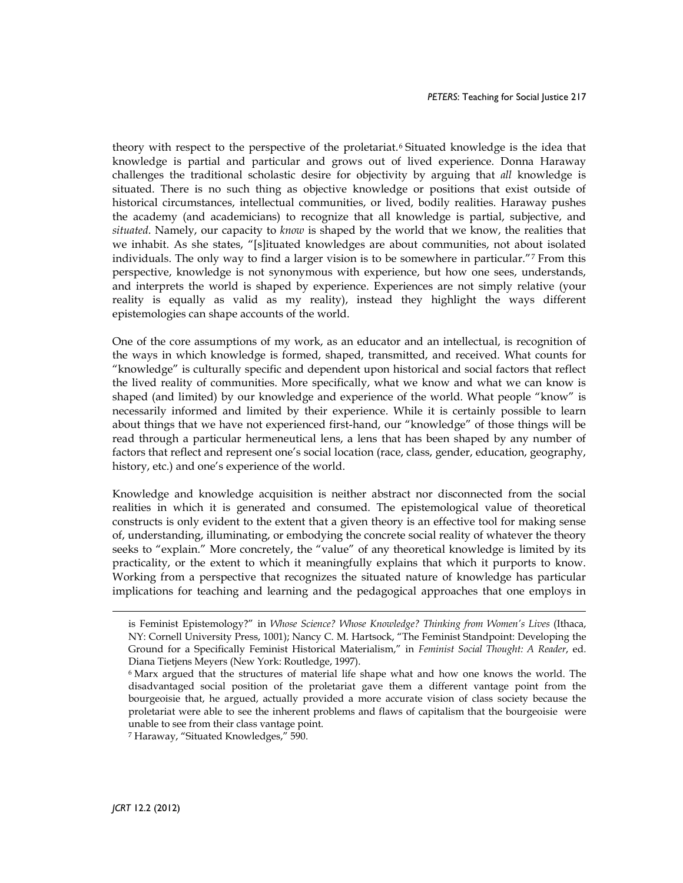theory with respect to the perspective of the proletariat.[6] Situated knowledge is the idea that knowledge is partial and particular and grows out of lived experience. Donna Haraway challenges the traditional scholastic desire for objectivity by arguing that *all* knowledge is situated. There is no such thing as objective knowledge or positions that exist outside of historical circumstances, intellectual communities, or lived, bodily realities. Haraway pushes the academy (and academicians) to recognize that all knowledge is partial, subjective, and *situated*. Namely, our capacity to *know* is shaped by the world that we know, the realities that we inhabit. As she states, "[s]ituated knowledges are about communities, not about isolated individuals. The only way to find a larger vision is to be somewhere in particular."[7] From this perspective, knowledge is not synonymous with experience, but how one sees, understands, and interprets the world is shaped by experience. Experiences are not simply relative (your reality is equally as valid as my reality), instead they highlight the ways different epistemologies can shape accounts of the world.

One of the core assumptions of my work, as an educator and an intellectual, is recognition of the ways in which knowledge is formed, shaped, transmitted, and received. What counts for "knowledge" is culturally specific and dependent upon historical and social factors that reflect the lived reality of communities. More specifically, what we know and what we can know is shaped (and limited) by our knowledge and experience of the world. What people "know" is necessarily informed and limited by their experience. While it is certainly possible to learn about things that we have not experienced first-hand, our "knowledge" of those things will be read through a particular hermeneutical lens, a lens that has been shaped by any number of factors that reflect and represent one's social location (race, class, gender, education, geography, history, etc.) and one's experience of the world.

Knowledge and knowledge acquisition is neither abstract nor disconnected from the social realities in which it is generated and consumed. The epistemological value of theoretical constructs is only evident to the extent that a given theory is an effective tool for making sense of, understanding, illuminating, or embodying the concrete social reality of whatever the theory seeks to "explain." More concretely, the "value" of any theoretical knowledge is limited by its practicality, or the extent to which it meaningfully explains that which it purports to know. Working from a perspective that recognizes the situated nature of knowledge has particular implications for teaching and learning and the pedagogical approaches that one employs in

---

is Feminist Epistemology?" in *Whose Science? Whose Knowledge? Thinking from Women's Lives* (Ithaca, NY: Cornell University Press, 1001); Nancy C. M. Hartsock, "The Feminist Standpoint: Developing the Ground for a Specifically Feminist Historical Materialism," in *Feminist Social Thought: A Reader*, ed. Diana Tietjens Meyers (New York: Routledge, 1997).

[6] Marx argued that the structures of material life shape what and how one knows the world. The disadvantaged social position of the proletariat gave them a different vantage point from the bourgeoisie that, he argued, actually provided a more accurate vision of class society because the proletariat were able to see the inherent problems and flaws of capitalism that the bourgeoisie were unable to see from their class vantage point.

[7] Haraway, "Situated Knowledges," 590.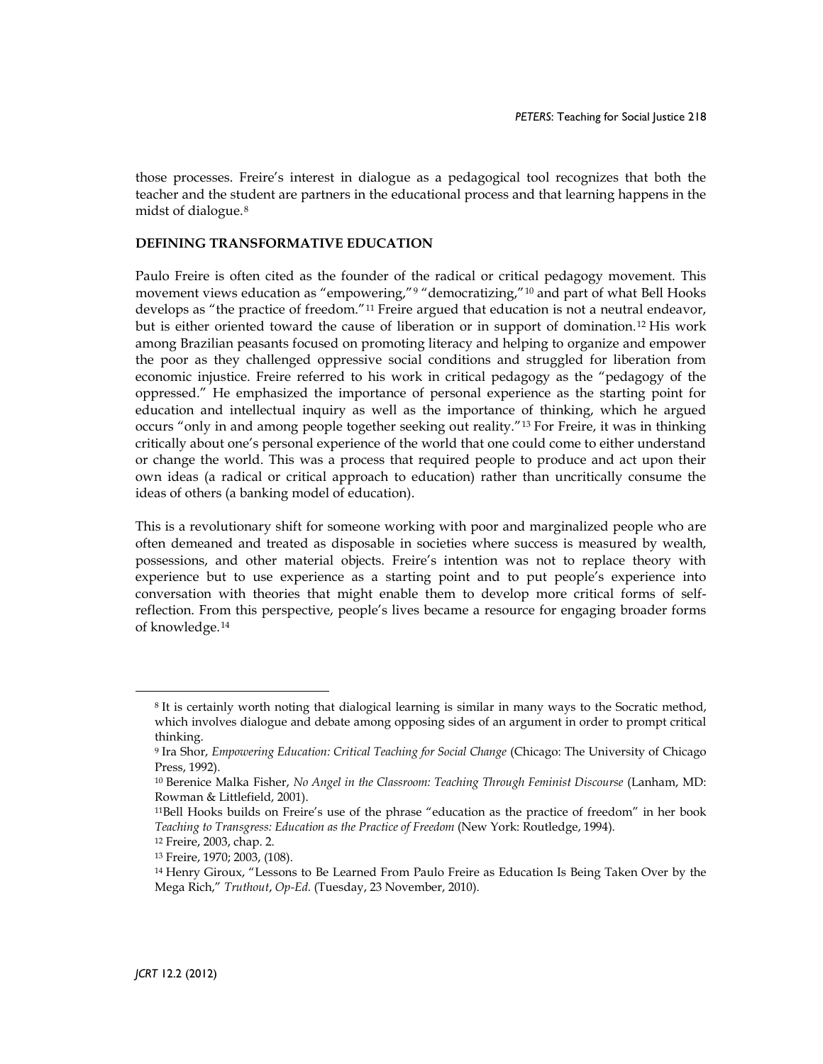those processes. Freire's interest in dialogue as a pedagogical tool recognizes that both the teacher and the student are partners in the educational process and that learning happens in the midst of dialogue.[8]

## DEFINING TRANSFORMATIVE EDUCATION

Paulo Freire is often cited as the founder of the radical or critical pedagogy movement. This movement views education as "empowering,"[9] "democratizing,"[10] and part of what Bell Hooks develops as "the practice of freedom."[11] Freire argued that education is not a neutral endeavor, but is either oriented toward the cause of liberation or in support of domination.[12] His work among Brazilian peasants focused on promoting literacy and helping to organize and empower the poor as they challenged oppressive social conditions and struggled for liberation from economic injustice. Freire referred to his work in critical pedagogy as the "pedagogy of the oppressed." He emphasized the importance of personal experience as the starting point for education and intellectual inquiry as well as the importance of thinking, which he argued occurs "only in and among people together seeking out reality."[13] For Freire, it was in thinking critically about one's personal experience of the world that one could come to either understand or change the world. This was a process that required people to produce and act upon their own ideas (a radical or critical approach to education) rather than uncritically consume the ideas of others (a banking model of education).

This is a revolutionary shift for someone working with poor and marginalized people who are often demeaned and treated as disposable in societies where success is measured by wealth, possessions, and other material objects. Freire's intention was not to replace theory with experience but to use experience as a starting point and to put people's experience into conversation with theories that might enable them to develop more critical forms of self-reflection. From this perspective, people's lives became a resource for engaging broader forms of knowledge.[14]

---

[8] It is certainly worth noting that dialogical learning is similar in many ways to the Socratic method, which involves dialogue and debate among opposing sides of an argument in order to prompt critical thinking.

[9] Ira Shor, *Empowering Education: Critical Teaching for Social Change* (Chicago: The University of Chicago Press, 1992).

[10] Berenice Malka Fisher, *No Angel in the Classroom: Teaching Through Feminist Discourse* (Lanham, MD: Rowman & Littlefield, 2001).

[11] Bell Hooks builds on Freire's use of the phrase "education as the practice of freedom" in her book *Teaching to Transgress: Education as the Practice of Freedom* (New York: Routledge, 1994).

[12] Freire, 2003, chap. 2.

[13] Freire, 1970; 2003, (108).

[14] Henry Giroux, "Lessons to Be Learned From Paulo Freire as Education Is Being Taken Over by the Mega Rich," *Truthout*, *Op-Ed.* (Tuesday, 23 November, 2010).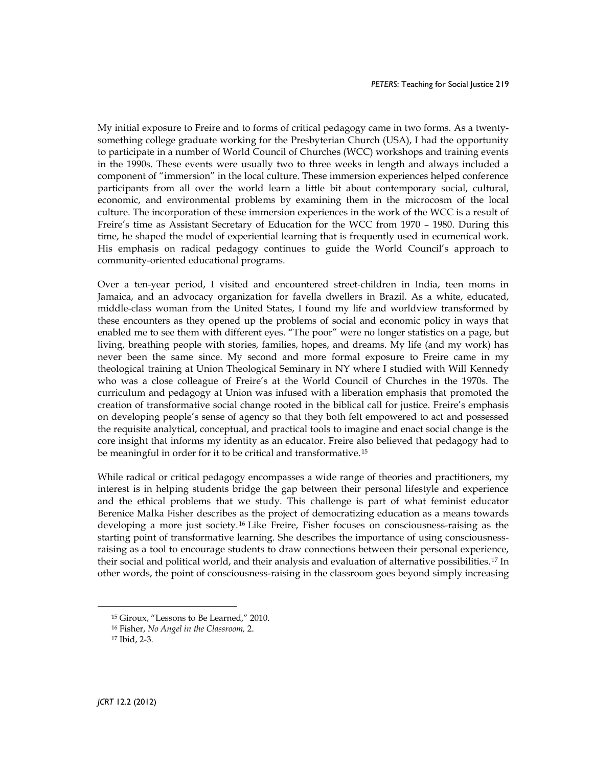My initial exposure to Freire and to forms of critical pedagogy came in two forms. As a twenty-something college graduate working for the Presbyterian Church (USA), I had the opportunity to participate in a number of World Council of Churches (WCC) workshops and training events in the 1990s. These events were usually two to three weeks in length and always included a component of "immersion" in the local culture. These immersion experiences helped conference participants from all over the world learn a little bit about contemporary social, cultural, economic, and environmental problems by examining them in the microcosm of the local culture. The incorporation of these immersion experiences in the work of the WCC is a result of Freire's time as Assistant Secretary of Education for the WCC from 1970 – 1980. During this time, he shaped the model of experiential learning that is frequently used in ecumenical work. His emphasis on radical pedagogy continues to guide the World Council's approach to community-oriented educational programs.

Over a ten-year period, I visited and encountered street-children in India, teen moms in Jamaica, and an advocacy organization for favella dwellers in Brazil. As a white, educated, middle-class woman from the United States, I found my life and worldview transformed by these encounters as they opened up the problems of social and economic policy in ways that enabled me to see them with different eyes. "The poor" were no longer statistics on a page, but living, breathing people with stories, families, hopes, and dreams. My life (and my work) has never been the same since. My second and more formal exposure to Freire came in my theological training at Union Theological Seminary in NY where I studied with Will Kennedy who was a close colleague of Freire's at the World Council of Churches in the 1970s. The curriculum and pedagogy at Union was infused with a liberation emphasis that promoted the creation of transformative social change rooted in the biblical call for justice. Freire's emphasis on developing people's sense of agency so that they both felt empowered to act and possessed the requisite analytical, conceptual, and practical tools to imagine and enact social change is the core insight that informs my identity as an educator. Freire also believed that pedagogy had to be meaningful in order for it to be critical and transformative.[15]

While radical or critical pedagogy encompasses a wide range of theories and practitioners, my interest is in helping students bridge the gap between their personal lifestyle and experience and the ethical problems that we study. This challenge is part of what feminist educator Berenice Malka Fisher describes as the project of democratizing education as a means towards developing a more just society.[16] Like Freire, Fisher focuses on consciousness-raising as the starting point of transformative learning. She describes the importance of using consciousness-raising as a tool to encourage students to draw connections between their personal experience, their social and political world, and their analysis and evaluation of alternative possibilities.[17] In other words, the point of consciousness-raising in the classroom goes beyond simply increasing

---

[15] Giroux, "Lessons to Be Learned," 2010.

[16] Fisher, *No Angel in the Classroom,* 2.

[17] Ibid, 2-3.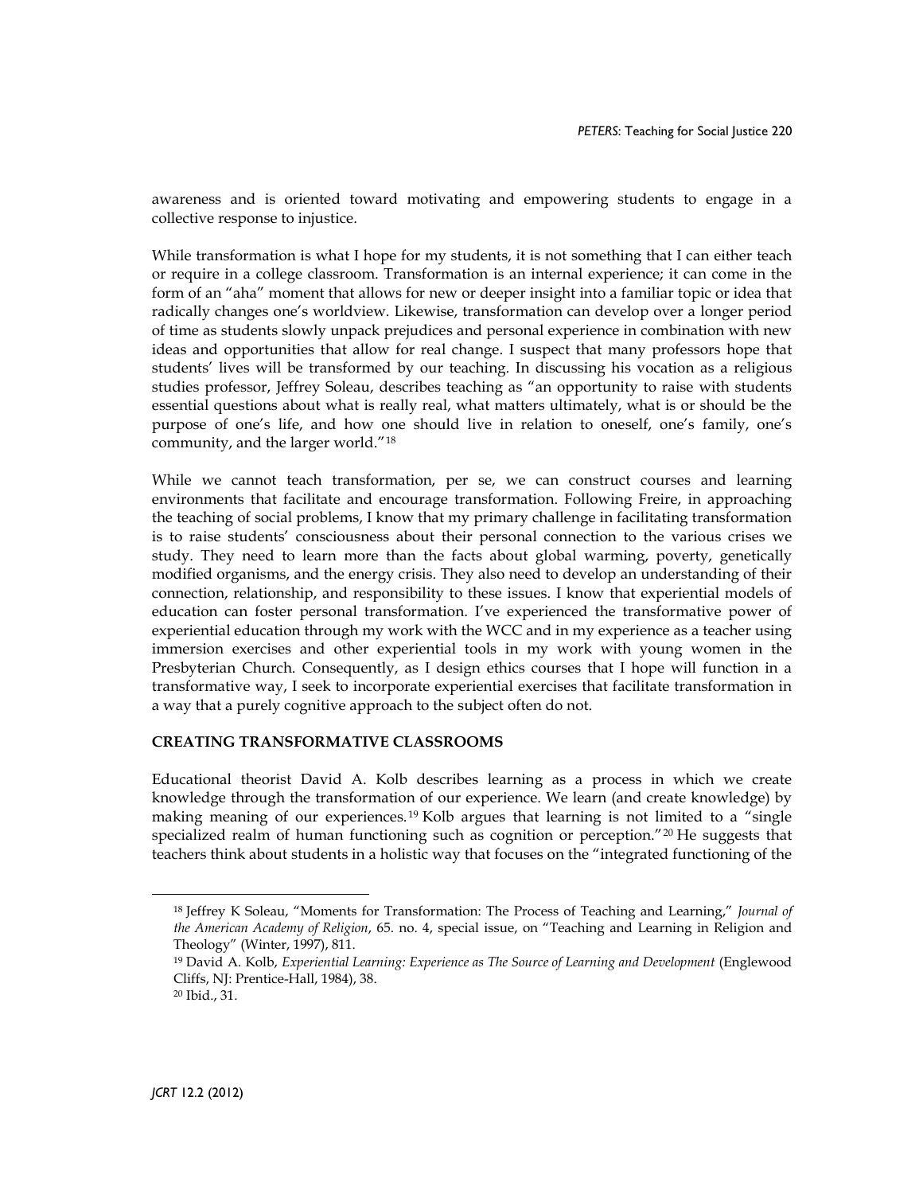awareness and is oriented toward motivating and empowering students to engage in a collective response to injustice.

While transformation is what I hope for my students, it is not something that I can either teach or require in a college classroom. Transformation is an internal experience; it can come in the form of an "aha" moment that allows for new or deeper insight into a familiar topic or idea that radically changes one's worldview. Likewise, transformation can develop over a longer period of time as students slowly unpack prejudices and personal experience in combination with new ideas and opportunities that allow for real change. I suspect that many professors hope that students' lives will be transformed by our teaching. In discussing his vocation as a religious studies professor, Jeffrey Soleau, describes teaching as "an opportunity to raise with students essential questions about what is really real, what matters ultimately, what is or should be the purpose of one's life, and how one should live in relation to oneself, one's family, one's community, and the larger world."[18]

While we cannot teach transformation, per se, we can construct courses and learning environments that facilitate and encourage transformation. Following Freire, in approaching the teaching of social problems, I know that my primary challenge in facilitating transformation is to raise students' consciousness about their personal connection to the various crises we study. They need to learn more than the facts about global warming, poverty, genetically modified organisms, and the energy crisis. They also need to develop an understanding of their connection, relationship, and responsibility to these issues. I know that experiential models of education can foster personal transformation. I've experienced the transformative power of experiential education through my work with the WCC and in my experience as a teacher using immersion exercises and other experiential tools in my work with young women in the Presbyterian Church. Consequently, as I design ethics courses that I hope will function in a transformative way, I seek to incorporate experiential exercises that facilitate transformation in a way that a purely cognitive approach to the subject often do not.

## CREATING TRANSFORMATIVE CLASSROOMS

Educational theorist David A. Kolb describes learning as a process in which we create knowledge through the transformation of our experience. We learn (and create knowledge) by making meaning of our experiences.[19] Kolb argues that learning is not limited to a "single specialized realm of human functioning such as cognition or perception."[20] He suggests that teachers think about students in a holistic way that focuses on the "integrated functioning of the

---

[18] Jeffrey K Soleau, "Moments for Transformation: The Process of Teaching and Learning," *Journal of the American Academy of Religion*, 65. no. 4, special issue, on "Teaching and Learning in Religion and Theology" (Winter, 1997), 811.

[19] David A. Kolb, *Experiential Learning: Experience as The Source of Learning and Development* (Englewood Cliffs, NJ: Prentice-Hall, 1984), 38.

[20] Ibid., 31.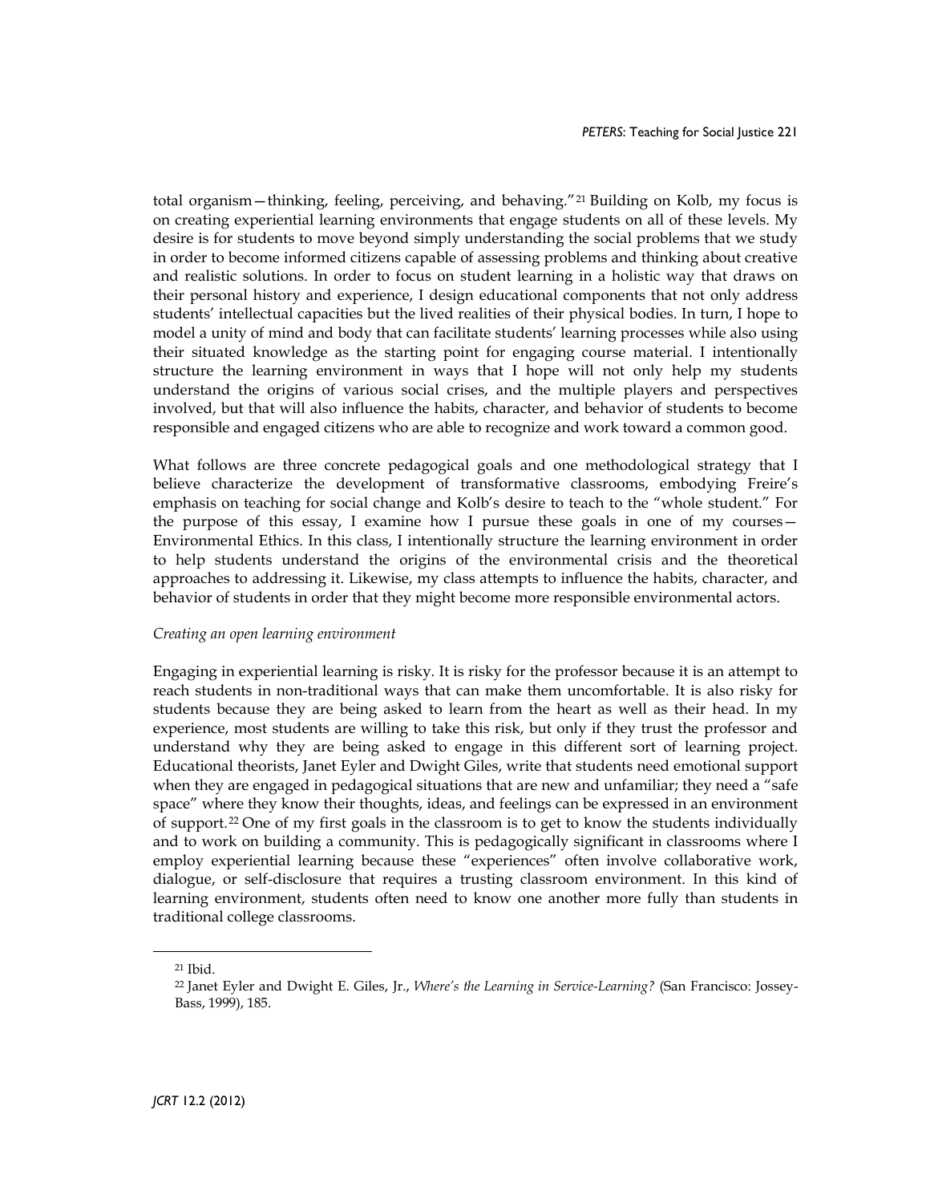total organism—thinking, feeling, perceiving, and behaving."[21] Building on Kolb, my focus is on creating experiential learning environments that engage students on all of these levels. My desire is for students to move beyond simply understanding the social problems that we study in order to become informed citizens capable of assessing problems and thinking about creative and realistic solutions. In order to focus on student learning in a holistic way that draws on their personal history and experience, I design educational components that not only address students' intellectual capacities but the lived realities of their physical bodies. In turn, I hope to model a unity of mind and body that can facilitate students' learning processes while also using their situated knowledge as the starting point for engaging course material. I intentionally structure the learning environment in ways that I hope will not only help my students understand the origins of various social crises, and the multiple players and perspectives involved, but that will also influence the habits, character, and behavior of students to become responsible and engaged citizens who are able to recognize and work toward a common good.

What follows are three concrete pedagogical goals and one methodological strategy that I believe characterize the development of transformative classrooms, embodying Freire's emphasis on teaching for social change and Kolb's desire to teach to the "whole student." For the purpose of this essay, I examine how I pursue these goals in one of my courses—Environmental Ethics. In this class, I intentionally structure the learning environment in order to help students understand the origins of the environmental crisis and the theoretical approaches to addressing it. Likewise, my class attempts to influence the habits, character, and behavior of students in order that they might become more responsible environmental actors.

*Creating an open learning environment*

Engaging in experiential learning is risky. It is risky for the professor because it is an attempt to reach students in non-traditional ways that can make them uncomfortable. It is also risky for students because they are being asked to learn from the heart as well as their head. In my experience, most students are willing to take this risk, but only if they trust the professor and understand why they are being asked to engage in this different sort of learning project. Educational theorists, Janet Eyler and Dwight Giles, write that students need emotional support when they are engaged in pedagogical situations that are new and unfamiliar; they need a "safe space" where they know their thoughts, ideas, and feelings can be expressed in an environment of support.[22] One of my first goals in the classroom is to get to know the students individually and to work on building a community. This is pedagogically significant in classrooms where I employ experiential learning because these "experiences" often involve collaborative work, dialogue, or self-disclosure that requires a trusting classroom environment. In this kind of learning environment, students often need to know one another more fully than students in traditional college classrooms.

---

[21] Ibid.

[22] Janet Eyler and Dwight E. Giles, Jr., *Where's the Learning in Service-Learning?* (San Francisco: Jossey-Bass, 1999), 185.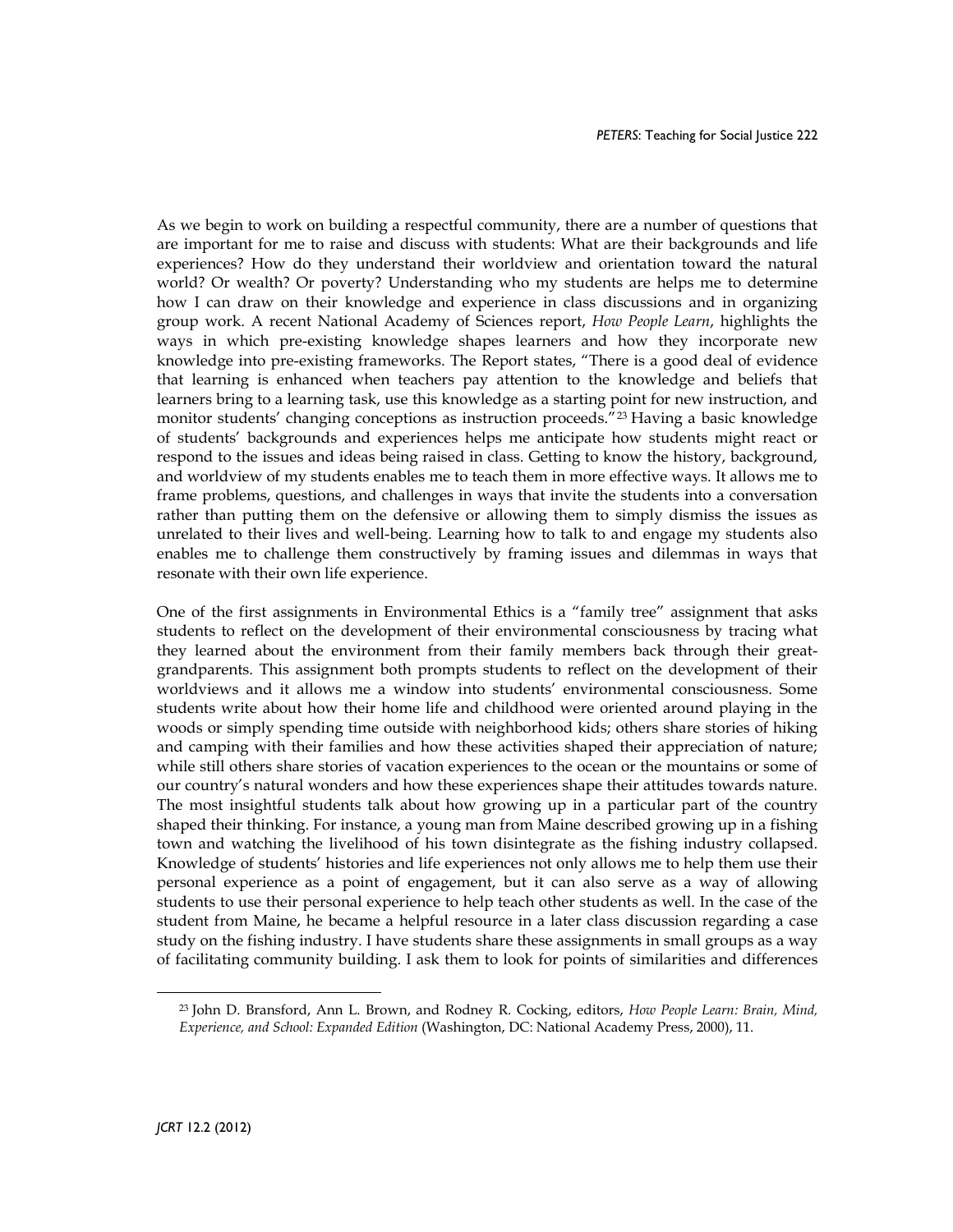As we begin to work on building a respectful community, there are a number of questions that are important for me to raise and discuss with students: What are their backgrounds and life experiences? How do they understand their worldview and orientation toward the natural world? Or wealth? Or poverty? Understanding who my students are helps me to determine how I can draw on their knowledge and experience in class discussions and in organizing group work. A recent National Academy of Sciences report, *How People Learn*, highlights the ways in which pre-existing knowledge shapes learners and how they incorporate new knowledge into pre-existing frameworks. The Report states, "There is a good deal of evidence that learning is enhanced when teachers pay attention to the knowledge and beliefs that learners bring to a learning task, use this knowledge as a starting point for new instruction, and monitor students' changing conceptions as instruction proceeds."[23] Having a basic knowledge of students' backgrounds and experiences helps me anticipate how students might react or respond to the issues and ideas being raised in class. Getting to know the history, background, and worldview of my students enables me to teach them in more effective ways. It allows me to frame problems, questions, and challenges in ways that invite the students into a conversation rather than putting them on the defensive or allowing them to simply dismiss the issues as unrelated to their lives and well-being. Learning how to talk to and engage my students also enables me to challenge them constructively by framing issues and dilemmas in ways that resonate with their own life experience.

One of the first assignments in Environmental Ethics is a "family tree" assignment that asks students to reflect on the development of their environmental consciousness by tracing what they learned about the environment from their family members back through their great-grandparents. This assignment both prompts students to reflect on the development of their worldviews and it allows me a window into students' environmental consciousness. Some students write about how their home life and childhood were oriented around playing in the woods or simply spending time outside with neighborhood kids; others share stories of hiking and camping with their families and how these activities shaped their appreciation of nature; while still others share stories of vacation experiences to the ocean or the mountains or some of our country's natural wonders and how these experiences shape their attitudes towards nature. The most insightful students talk about how growing up in a particular part of the country shaped their thinking. For instance, a young man from Maine described growing up in a fishing town and watching the livelihood of his town disintegrate as the fishing industry collapsed. Knowledge of students' histories and life experiences not only allows me to help them use their personal experience as a point of engagement, but it can also serve as a way of allowing students to use their personal experience to help teach other students as well. In the case of the student from Maine, he became a helpful resource in a later class discussion regarding a case study on the fishing industry. I have students share these assignments in small groups as a way of facilitating community building. I ask them to look for points of similarities and differences

---

[23] John D. Bransford, Ann L. Brown, and Rodney R. Cocking, editors, *How People Learn: Brain, Mind, Experience, and School: Expanded Edition* (Washington, DC: National Academy Press, 2000), 11.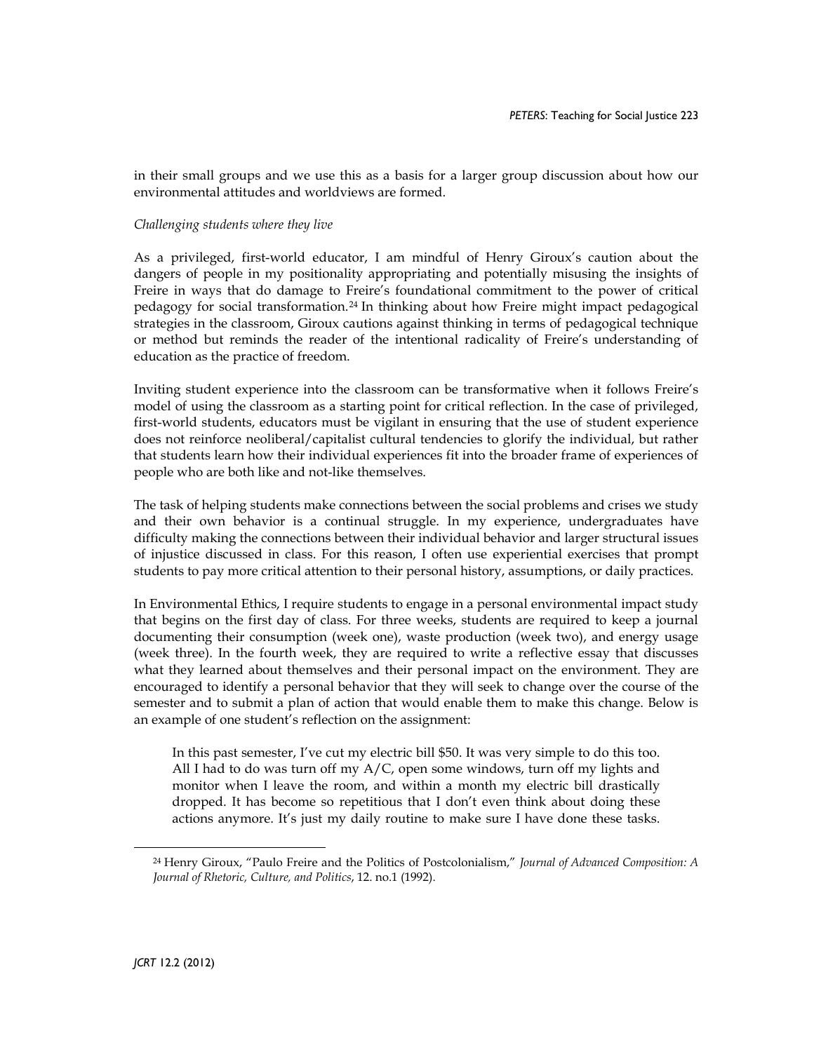in their small groups and we use this as a basis for a larger group discussion about how our environmental attitudes and worldviews are formed.

*Challenging students where they live*

As a privileged, first-world educator, I am mindful of Henry Giroux's caution about the dangers of people in my positionality appropriating and potentially misusing the insights of Freire in ways that do damage to Freire's foundational commitment to the power of critical pedagogy for social transformation.[24] In thinking about how Freire might impact pedagogical strategies in the classroom, Giroux cautions against thinking in terms of pedagogical technique or method but reminds the reader of the intentional radicality of Freire's understanding of education as the practice of freedom.

Inviting student experience into the classroom can be transformative when it follows Freire's model of using the classroom as a starting point for critical reflection. In the case of privileged, first-world students, educators must be vigilant in ensuring that the use of student experience does not reinforce neoliberal/capitalist cultural tendencies to glorify the individual, but rather that students learn how their individual experiences fit into the broader frame of experiences of people who are both like and not-like themselves.

The task of helping students make connections between the social problems and crises we study and their own behavior is a continual struggle. In my experience, undergraduates have difficulty making the connections between their individual behavior and larger structural issues of injustice discussed in class. For this reason, I often use experiential exercises that prompt students to pay more critical attention to their personal history, assumptions, or daily practices.

In Environmental Ethics, I require students to engage in a personal environmental impact study that begins on the first day of class. For three weeks, students are required to keep a journal documenting their consumption (week one), waste production (week two), and energy usage (week three). In the fourth week, they are required to write a reflective essay that discusses what they learned about themselves and their personal impact on the environment. They are encouraged to identify a personal behavior that they will seek to change over the course of the semester and to submit a plan of action that would enable them to make this change. Below is an example of one student's reflection on the assignment:

> In this past semester, I've cut my electric bill $50. It was very simple to do this too. All I had to do was turn off my A/C, open some windows, turn off my lights and monitor when I leave the room, and within a month my electric bill drastically dropped. It has become so repetitious that I don't even think about doing these actions anymore. It's just my daily routine to make sure I have done these tasks.

---

[24] Henry Giroux, "Paulo Freire and the Politics of Postcolonialism," *Journal of Advanced Composition: A Journal of Rhetoric, Culture, and Politics*, 12. no.1 (1992).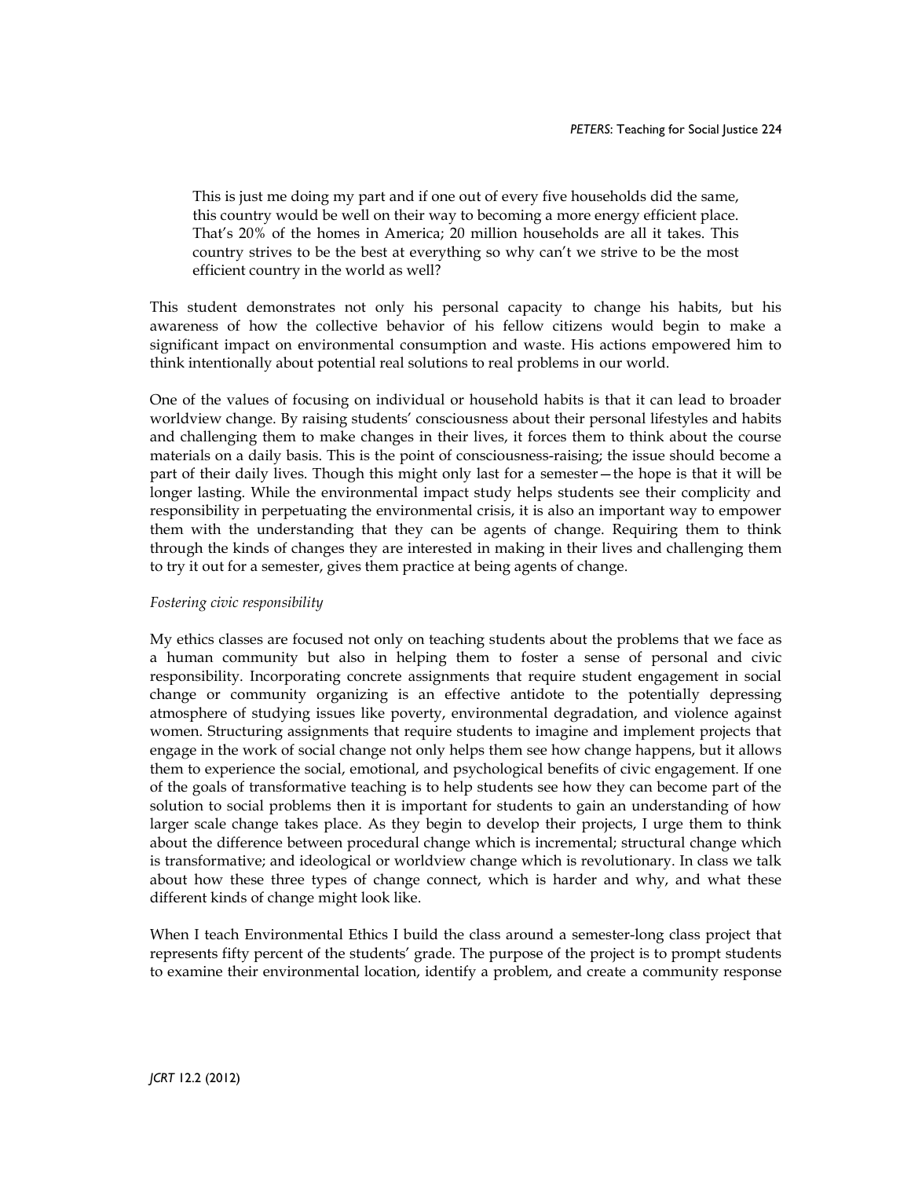> This is just me doing my part and if one out of every five households did the same, this country would be well on their way to becoming a more energy efficient place. That's 20% of the homes in America; 20 million households are all it takes. This country strives to be the best at everything so why can't we strive to be the most efficient country in the world as well?

This student demonstrates not only his personal capacity to change his habits, but his awareness of how the collective behavior of his fellow citizens would begin to make a significant impact on environmental consumption and waste. His actions empowered him to think intentionally about potential real solutions to real problems in our world.

One of the values of focusing on individual or household habits is that it can lead to broader worldview change. By raising students' consciousness about their personal lifestyles and habits and challenging them to make changes in their lives, it forces them to think about the course materials on a daily basis. This is the point of consciousness-raising; the issue should become a part of their daily lives. Though this might only last for a semester—the hope is that it will be longer lasting. While the environmental impact study helps students see their complicity and responsibility in perpetuating the environmental crisis, it is also an important way to empower them with the understanding that they can be agents of change. Requiring them to think through the kinds of changes they are interested in making in their lives and challenging them to try it out for a semester, gives them practice at being agents of change.

*Fostering civic responsibility*

My ethics classes are focused not only on teaching students about the problems that we face as a human community but also in helping them to foster a sense of personal and civic responsibility. Incorporating concrete assignments that require student engagement in social change or community organizing is an effective antidote to the potentially depressing atmosphere of studying issues like poverty, environmental degradation, and violence against women. Structuring assignments that require students to imagine and implement projects that engage in the work of social change not only helps them see how change happens, but it allows them to experience the social, emotional, and psychological benefits of civic engagement. If one of the goals of transformative teaching is to help students see how they can become part of the solution to social problems then it is important for students to gain an understanding of how larger scale change takes place. As they begin to develop their projects, I urge them to think about the difference between procedural change which is incremental; structural change which is transformative; and ideological or worldview change which is revolutionary. In class we talk about how these three types of change connect, which is harder and why, and what these different kinds of change might look like.

When I teach Environmental Ethics I build the class around a semester-long class project that represents fifty percent of the students' grade. The purpose of the project is to prompt students to examine their environmental location, identify a problem, and create a community response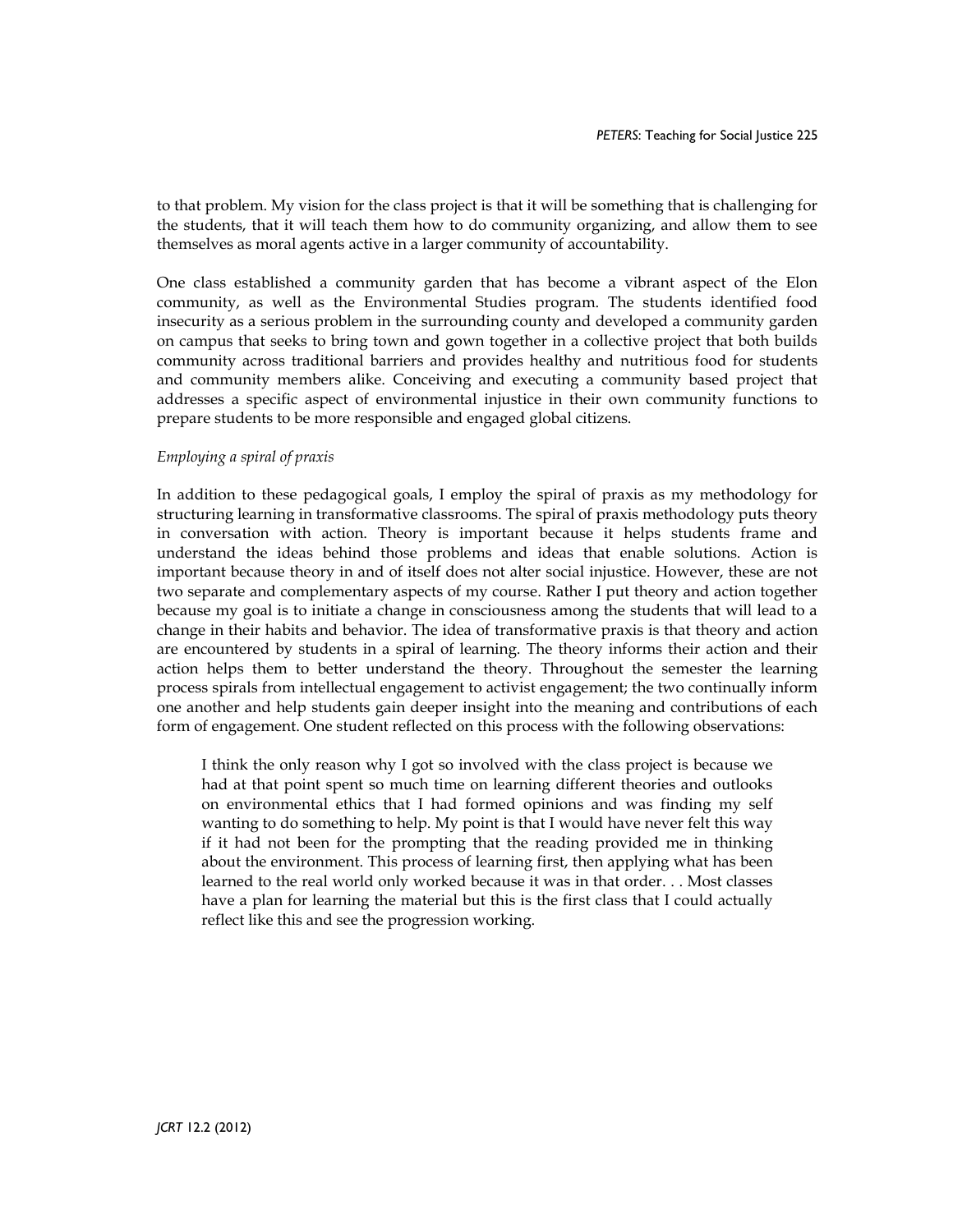to that problem. My vision for the class project is that it will be something that is challenging for the students, that it will teach them how to do community organizing, and allow them to see themselves as moral agents active in a larger community of accountability.

One class established a community garden that has become a vibrant aspect of the Elon community, as well as the Environmental Studies program. The students identified food insecurity as a serious problem in the surrounding county and developed a community garden on campus that seeks to bring town and gown together in a collective project that both builds community across traditional barriers and provides healthy and nutritious food for students and community members alike. Conceiving and executing a community based project that addresses a specific aspect of environmental injustice in their own community functions to prepare students to be more responsible and engaged global citizens.

*Employing a spiral of praxis*

In addition to these pedagogical goals, I employ the spiral of praxis as my methodology for structuring learning in transformative classrooms. The spiral of praxis methodology puts theory in conversation with action. Theory is important because it helps students frame and understand the ideas behind those problems and ideas that enable solutions. Action is important because theory in and of itself does not alter social injustice. However, these are not two separate and complementary aspects of my course. Rather I put theory and action together because my goal is to initiate a change in consciousness among the students that will lead to a change in their habits and behavior. The idea of transformative praxis is that theory and action are encountered by students in a spiral of learning. The theory informs their action and their action helps them to better understand the theory. Throughout the semester the learning process spirals from intellectual engagement to activist engagement; the two continually inform one another and help students gain deeper insight into the meaning and contributions of each form of engagement. One student reflected on this process with the following observations:

> I think the only reason why I got so involved with the class project is because we had at that point spent so much time on learning different theories and outlooks on environmental ethics that I had formed opinions and was finding my self wanting to do something to help. My point is that I would have never felt this way if it had not been for the prompting that the reading provided me in thinking about the environment. This process of learning first, then applying what has been learned to the real world only worked because it was in that order. . . Most classes have a plan for learning the material but this is the first class that I could actually reflect like this and see the progression working.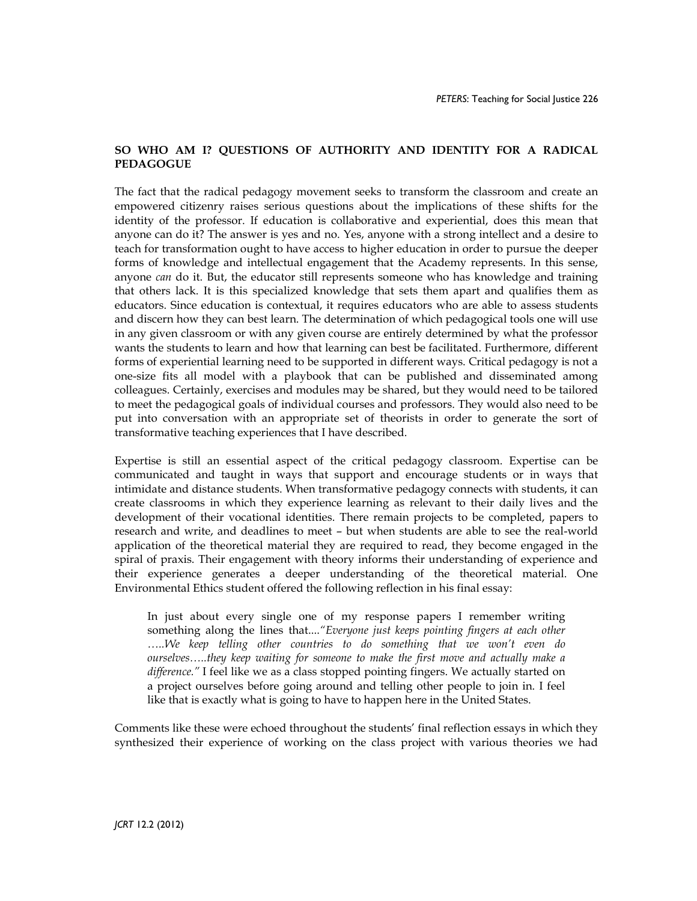## SO WHO AM I? QUESTIONS OF AUTHORITY AND IDENTITY FOR A RADICAL PEDAGOGUE

The fact that the radical pedagogy movement seeks to transform the classroom and create an empowered citizenry raises serious questions about the implications of these shifts for the identity of the professor. If education is collaborative and experiential, does this mean that anyone can do it? The answer is yes and no. Yes, anyone with a strong intellect and a desire to teach for transformation ought to have access to higher education in order to pursue the deeper forms of knowledge and intellectual engagement that the Academy represents. In this sense, anyone *can* do it. But, the educator still represents someone who has knowledge and training that others lack. It is this specialized knowledge that sets them apart and qualifies them as educators. Since education is contextual, it requires educators who are able to assess students and discern how they can best learn. The determination of which pedagogical tools one will use in any given classroom or with any given course are entirely determined by what the professor wants the students to learn and how that learning can best be facilitated. Furthermore, different forms of experiential learning need to be supported in different ways. Critical pedagogy is not a one-size fits all model with a playbook that can be published and disseminated among colleagues. Certainly, exercises and modules may be shared, but they would need to be tailored to meet the pedagogical goals of individual courses and professors. They would also need to be put into conversation with an appropriate set of theorists in order to generate the sort of transformative teaching experiences that I have described.

Expertise is still an essential aspect of the critical pedagogy classroom. Expertise can be communicated and taught in ways that support and encourage students or in ways that intimidate and distance students. When transformative pedagogy connects with students, it can create classrooms in which they experience learning as relevant to their daily lives and the development of their vocational identities. There remain projects to be completed, papers to research and write, and deadlines to meet – but when students are able to see the real-world application of the theoretical material they are required to read, they become engaged in the spiral of praxis. Their engagement with theory informs their understanding of experience and their experience generates a deeper understanding of the theoretical material. One Environmental Ethics student offered the following reflection in his final essay:

> In just about every single one of my response papers I remember writing something along the lines that....*"Everyone just keeps pointing fingers at each other …..We keep telling other countries to do something that we won't even do ourselves…..they keep waiting for someone to make the first move and actually make a difference."* I feel like we as a class stopped pointing fingers. We actually started on a project ourselves before going around and telling other people to join in. I feel like that is exactly what is going to have to happen here in the United States.

Comments like these were echoed throughout the students' final reflection essays in which they synthesized their experience of working on the class project with various theories we had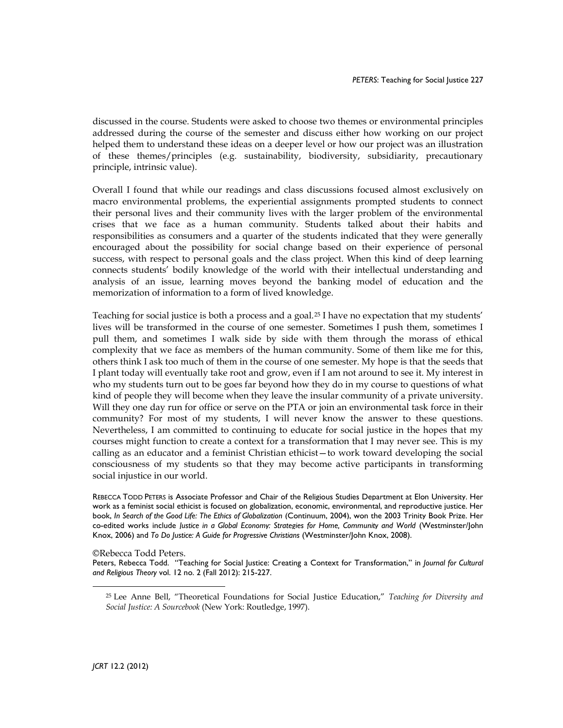discussed in the course. Students were asked to choose two themes or environmental principles addressed during the course of the semester and discuss either how working on our project helped them to understand these ideas on a deeper level or how our project was an illustration of these themes/principles (e.g. sustainability, biodiversity, subsidiarity, precautionary principle, intrinsic value).

Overall I found that while our readings and class discussions focused almost exclusively on macro environmental problems, the experiential assignments prompted students to connect their personal lives and their community lives with the larger problem of the environmental crises that we face as a human community. Students talked about their habits and responsibilities as consumers and a quarter of the students indicated that they were generally encouraged about the possibility for social change based on their experience of personal success, with respect to personal goals and the class project. When this kind of deep learning connects students' bodily knowledge of the world with their intellectual understanding and analysis of an issue, learning moves beyond the banking model of education and the memorization of information to a form of lived knowledge.

Teaching for social justice is both a process and a goal.[25] I have no expectation that my students' lives will be transformed in the course of one semester. Sometimes I push them, sometimes I pull them, and sometimes I walk side by side with them through the morass of ethical complexity that we face as members of the human community. Some of them like me for this, others think I ask too much of them in the course of one semester. My hope is that the seeds that I plant today will eventually take root and grow, even if I am not around to see it. My interest in who my students turn out to be goes far beyond how they do in my course to questions of what kind of people they will become when they leave the insular community of a private university. Will they one day run for office or serve on the PTA or join an environmental task force in their community? For most of my students, I will never know the answer to these questions. Nevertheless, I am committed to continuing to educate for social justice in the hopes that my courses might function to create a context for a transformation that I may never see. This is my calling as an educator and a feminist Christian ethicist—to work toward developing the social consciousness of my students so that they may become active participants in transforming social injustice in our world.

REBECCA TODD PETERS is Associate Professor and Chair of the Religious Studies Department at Elon University. Her work as a feminist social ethicist is focused on globalization, economic, environmental, and reproductive justice. Her book, *In Search of the Good Life: The Ethics of Globalization* (Continuum, 2004), won the 2003 Trinity Book Prize. Her co-edited works include *Justice in a Global Economy: Strategies for Home, Community and World* (Westminster/John Knox, 2006) and *To Do Justice: A Guide for Progressive Christians* (Westminster/John Knox, 2008).

©Rebecca Todd Peters.
Peters, Rebecca Todd. "Teaching for Social Justice: Creating a Context for Transformation," in *Journal for Cultural and Religious Theory* vol. 12 no. 2 (Fall 2012): 215-227.

---

[25] Lee Anne Bell, "Theoretical Foundations for Social Justice Education," *Teaching for Diversity and Social Justice: A Sourcebook* (New York: Routledge, 1997).